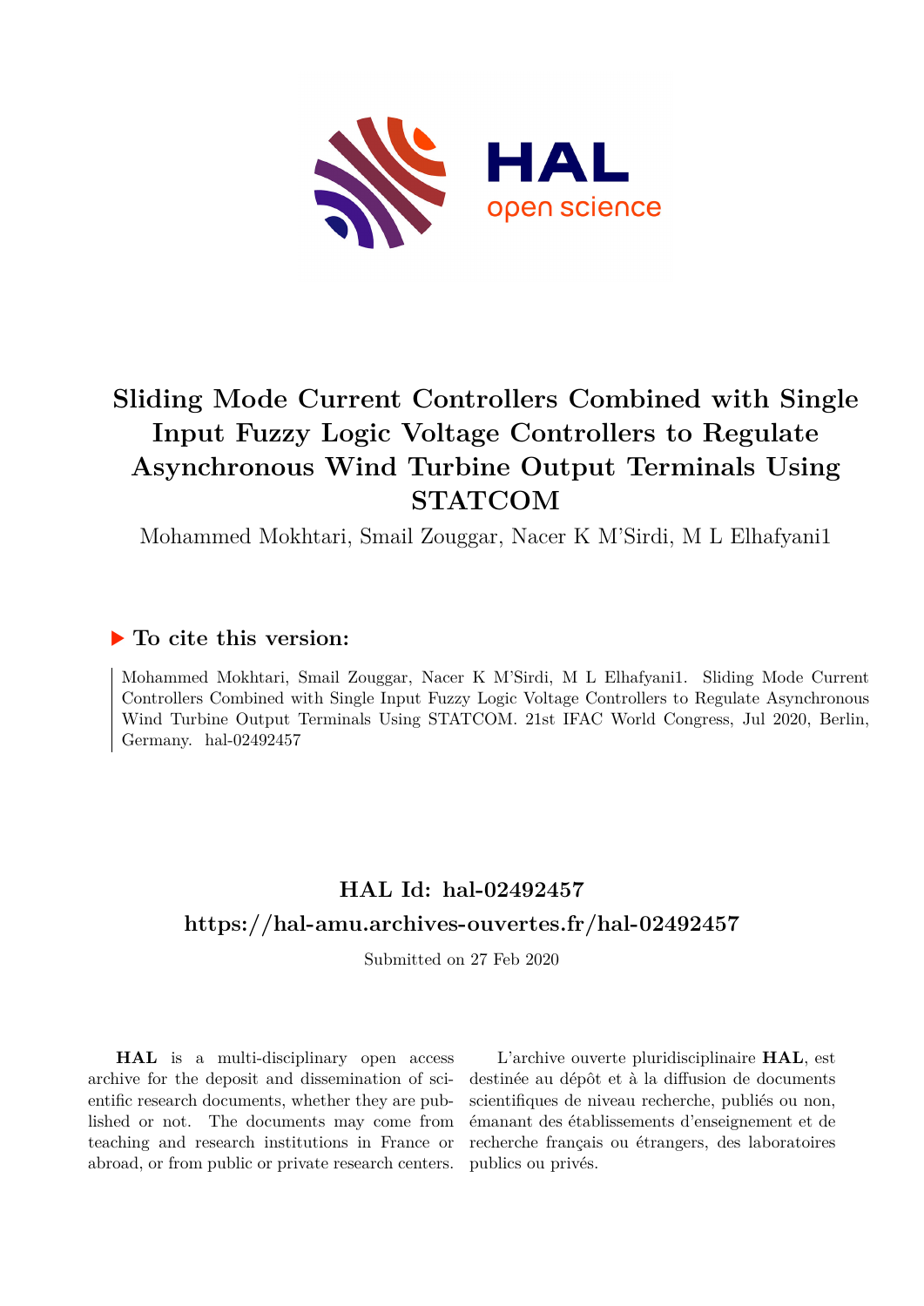# Sliding Mode Current Controllers Combined with Single Input Fuzzy Logic Voltage Controllers to Regulate Asynchronous Wind Turbine Output Terminals Using STATCOM

Mohammed Mokhtari, Smail Zouggar, Nacer K M'Sirdi, M L Elhafyani1

## ▶ To cite this version:

Mohammed Mokhtari, Smail Zouggar, Nacer K M'Sirdi, M L Elhafyani1. Sliding Mode Current Controllers Combined with Single Input Fuzzy Logic Voltage Controllers to Regulate Asynchronous Wind Turbine Output Terminals Using STATCOM. 21st IFAC World Congress, Jul 2020, Berlin, Germany. hal-02492457

## HAL Id: hal-02492457

## https://hal-amu.archives-ouvertes.fr/hal-02492457

Submitted on 27 Feb 2020

**HAL** is a multi-disciplinary open access archive for the deposit and dissemination of scientific research documents, whether they are published or not. The documents may come from teaching and research institutions in France or abroad, or from public or private research centers.

L'archive ouverte pluridisciplinaire **HAL**, est destinée au dépôt et à la diffusion de documents scientifiques de niveau recherche, publiés ou non, émanant des établissements d'enseignement et de recherche français ou étrangers, des laboratoires publics ou privés.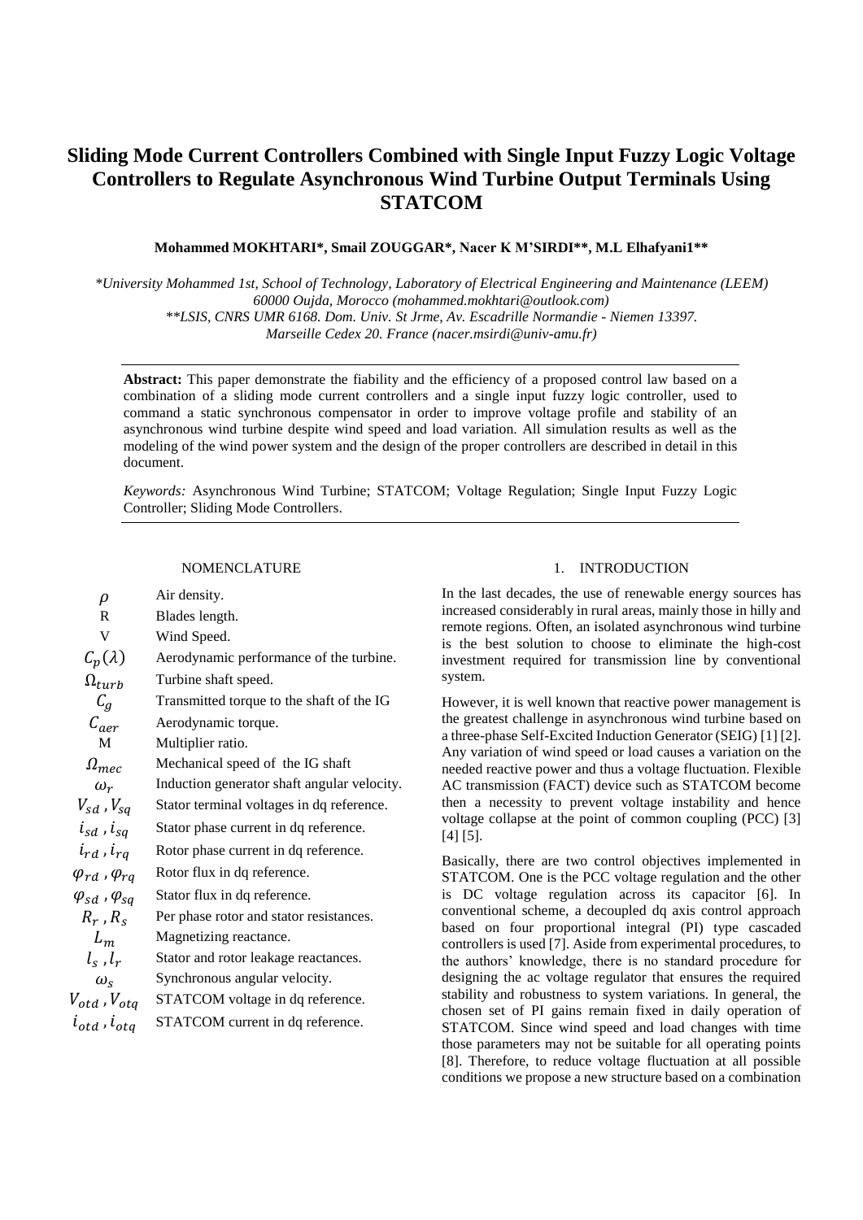# Sliding Mode Current Controllers Combined with Single Input Fuzzy Logic Voltage Controllers to Regulate Asynchronous Wind Turbine Output Terminals Using STATCOM

**Mohammed MOKHTARI\*, Smail ZOUGGAR\*, Nacer K M'SIRDI\*\*, M.L Elhafyani1\*\***

*\*University Mohammed 1st, School of Technology, Laboratory of Electrical Engineering and Maintenance (LEEM) 60000 Oujda, Morocco (mohammed.mokhtari@outlook.com)*
*\*\*LSIS, CNRS UMR 6168. Dom. Univ. St Jrme, Av. Escadrille Normandie - Niemen 13397. Marseille Cedex 20. France (nacer.msirdi@univ-amu.fr)*

**Abstract:** This paper demonstrate the fiability and the efficiency of a proposed control law based on a combination of a sliding mode current controllers and a single input fuzzy logic controller, used to command a static synchronous compensator in order to improve voltage profile and stability of an asynchronous wind turbine despite wind speed and load variation. All simulation results as well as the modeling of the wind power system and the design of the proper controllers are described in detail in this document.

*Keywords:* Asynchronous Wind Turbine; STATCOM; Voltage Regulation; Single Input Fuzzy Logic Controller; Sliding Mode Controllers.

## NOMENCLATURE

| | |
|---|---|
| $\rho$ | Air density. |
| R | Blades length. |
| V | Wind Speed. |
| $C_p(\lambda)$ | Aerodynamic performance of the turbine. |
| $\Omega_{turb}$ | Turbine shaft speed. |
| $C_g$ | Transmitted torque to the shaft of the IG |
| $C_{aer}$ | Aerodynamic torque. |
| M | Multiplier ratio. |
| $\Omega_{mec}$ | Mechanical speed of the IG shaft |
| $\omega_r$ | Induction generator shaft angular velocity. |
| $V_{sd}$ , $V_{sq}$ | Stator terminal voltages in dq reference. |
| $i_{sd}$ , $i_{sq}$ | Stator phase current in dq reference. |
| $i_{rd}$ , $i_{rq}$ | Rotor phase current in dq reference. |
| $\varphi_{rd}$ , $\varphi_{rq}$ | Rotor flux in dq reference. |
| $\varphi_{sd}$ , $\varphi_{sq}$ | Stator flux in dq reference. |
| $R_r$ , $R_s$ | Per phase rotor and stator resistances. |
| $L_m$ | Magnetizing reactance. |
| $l_s$ , $l_r$ | Stator and rotor leakage reactances. |
| $\omega_s$ | Synchronous angular velocity. |
| $V_{otd}$ , $V_{otq}$ | STATCOM voltage in dq reference. |
| $i_{otd}$ , $i_{otq}$ | STATCOM current in dq reference. |

## 1. INTRODUCTION

In the last decades, the use of renewable energy sources has increased considerably in rural areas, mainly those in hilly and remote regions. Often, an isolated asynchronous wind turbine is the best solution to choose to eliminate the high-cost investment required for transmission line by conventional system.

However, it is well known that reactive power management is the greatest challenge in asynchronous wind turbine based on a three-phase Self-Excited Induction Generator (SEIG) [1] [2]. Any variation of wind speed or load causes a variation on the needed reactive power and thus a voltage fluctuation. Flexible AC transmission (FACT) device such as STATCOM become then a necessity to prevent voltage instability and hence voltage collapse at the point of common coupling (PCC) [3] [4] [5].

Basically, there are two control objectives implemented in STATCOM. One is the PCC voltage regulation and the other is DC voltage regulation across its capacitor [6]. In conventional scheme, a decoupled dq axis control approach based on four proportional integral (PI) type cascaded controllers is used [7]. Aside from experimental procedures, to the authors' knowledge, there is no standard procedure for designing the ac voltage regulator that ensures the required stability and robustness to system variations. In general, the chosen set of PI gains remain fixed in daily operation of STATCOM. Since wind speed and load changes with time those parameters may not be suitable for all operating points [8]. Therefore, to reduce voltage fluctuation at all possible conditions we propose a new structure based on a combination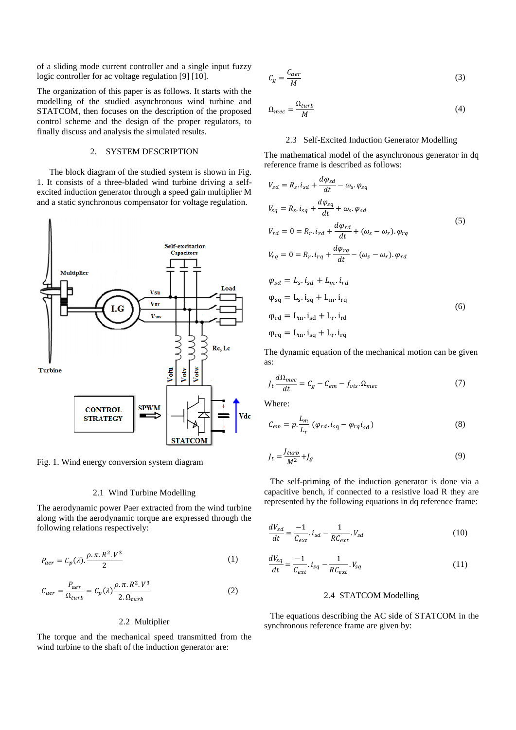of a sliding mode current controller and a single input fuzzy logic controller for ac voltage regulation [9] [10].

The organization of this paper is as follows. It starts with the modelling of the studied asynchronous wind turbine and STATCOM, then focuses on the description of the proposed control scheme and the design of the proper regulators, to finally discuss and analysis the simulated results.

## 2. SYSTEM DESCRIPTION

The block diagram of the studied system is shown in Fig. 1. It consists of a three-bladed wind turbine driving a self-excited induction generator through a speed gain multiplier M and a static synchronous compensator for voltage regulation.

Fig. 1. Wind energy conversion system diagram

### 2.1 Wind Turbine Modelling

The aerodynamic power Paer extracted from the wind turbine along with the aerodynamic torque are expressed through the following relations respectively:

$$P_{aer} = C_p(\lambda).\frac{\rho.\pi.R^2.V^3}{2} \tag{1}$$

$$C_{aer} = \frac{P_{aer}}{\Omega_{turb}} = C_p(\lambda)\frac{\rho.\pi.R^2.V^3}{2.\Omega_{turb}} \tag{2}$$

### 2.2 Multiplier

The torque and the mechanical speed transmitted from the wind turbine to the shaft of the induction generator are:

$$C_g = \frac{C_{aer}}{M} \tag{3}$$

$$\Omega_{mec} = \frac{\Omega_{turb}}{M} \tag{4}$$

### 2.3 Self-Excited Induction Generator Modelling

The mathematical model of the asynchronous generator in dq reference frame is described as follows:

$$\begin{aligned}
V_{sd} &= R_s.i_{sd} + \frac{d\varphi_{sd}}{dt} - \omega_s.\varphi_{sq} \\
V_{sq} &= R_s.i_{sq} + \frac{d\varphi_{sq}}{dt} + \omega_s.\varphi_{sd} \\
V_{rd} &= 0 = R_r.i_{rd} + \frac{d\varphi_{rd}}{dt} + (\omega_s - \omega_r).\varphi_{rq} \\
V_{rq} &= 0 = R_r.i_{rq} + \frac{d\varphi_{rq}}{dt} - (\omega_s - \omega_r).\varphi_{rd}
\end{aligned} \tag{5}$$

$$\begin{aligned}
\varphi_{sd} &= L_s.i_{sd} + L_m.i_{rd} \\
\varphi_{sq} &= L_s.i_{sq} + L_m.i_{rq} \\
\varphi_{rd} &= L_m.i_{sd} + L_r.i_{rd} \\
\varphi_{rq} &= L_m.i_{sq} + L_r.i_{rq}
\end{aligned} \tag{6}$$

The dynamic equation of the mechanical motion can be given as:

$$J_t\frac{d\Omega_{mec}}{dt} = C_g - C_{em} - f_{vis}.\Omega_{mec} \tag{7}$$

Where:

$$C_{em} = p.\frac{L_m}{L_r}(\varphi_{rd}.i_{sq} - \varphi_{rq}i_{sd}) \tag{8}$$

$$J_t = \frac{J_{turb}}{M^2} + J_g \tag{9}$$

The self-priming of the induction generator is done via a capacitive bench, if connected to a resistive load R they are represented by the following equations in dq reference frame:

$$\frac{dV_{sd}}{dt} = \frac{-1}{C_{ext}}.i_{sd} - \frac{1}{RC_{ext}}.V_{sd} \tag{10}$$

$$\frac{dV_{sq}}{dt} = \frac{-1}{C_{ext}}.i_{sq} - \frac{1}{RC_{ext}}.V_{sq} \tag{11}$$

### 2.4 STATCOM Modelling

The equations describing the AC side of STATCOM in the synchronous reference frame are given by: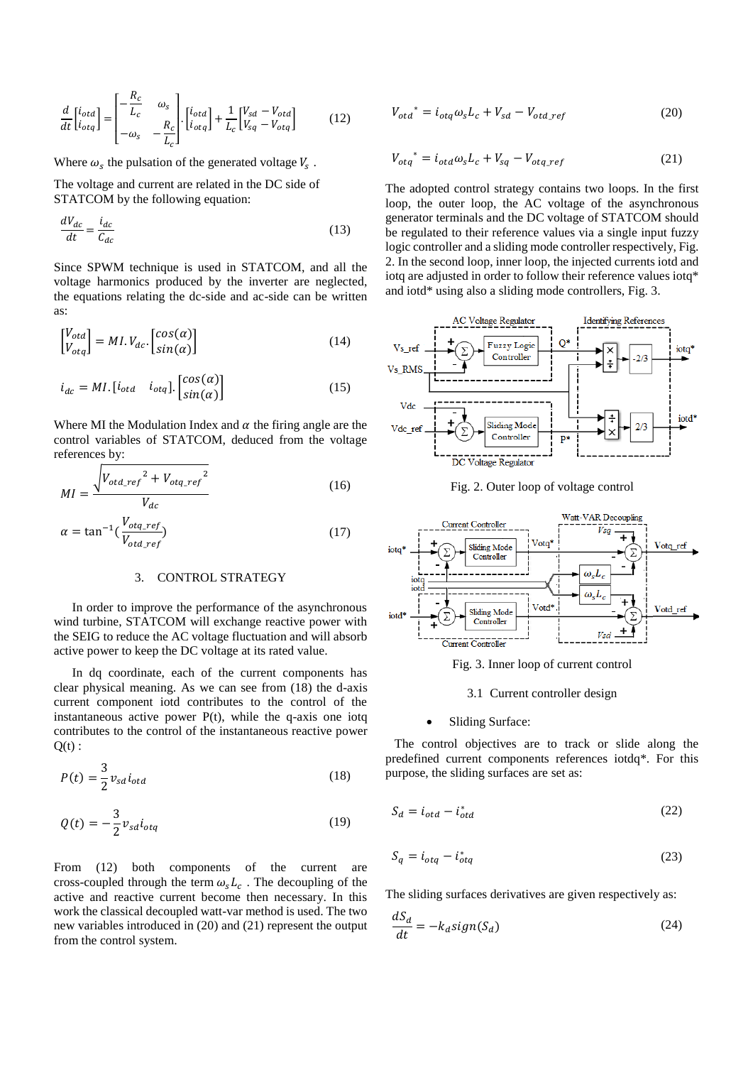$$\frac{d}{dt}\begin{bmatrix} i_{otd} \\ i_{otq} \end{bmatrix} = \begin{bmatrix} -\frac{R_c}{L_c} & \omega_s \\ -\omega_s & -\frac{R_c}{L_c} \end{bmatrix} \cdot \begin{bmatrix} i_{otd} \\ i_{otq} \end{bmatrix} + \frac{1}{L_c}\begin{bmatrix} V_{sd} - V_{otd} \\ V_{sq} - V_{otq} \end{bmatrix} \tag{12}$$

Where $\omega_s$ the pulsation of the generated voltage $V_s$ .

The voltage and current are related in the DC side of STATCOM by the following equation:

$$\frac{dV_{dc}}{dt} = \frac{i_{dc}}{C_{dc}} \tag{13}$$

Since SPWM technique is used in STATCOM, and all the voltage harmonics produced by the inverter are neglected, the equations relating the dc-side and ac-side can be written as:

$$\begin{bmatrix} V_{otd} \\ V_{otq} \end{bmatrix} = MI.V_{dc}.\begin{bmatrix} cos(\alpha) \\ sin(\alpha) \end{bmatrix} \tag{14}$$

$$i_{dc} = MI.\begin{bmatrix} i_{otd} & i_{otq} \end{bmatrix}.\begin{bmatrix} cos(\alpha) \\ sin(\alpha) \end{bmatrix} \tag{15}$$

Where MI the Modulation Index and $\alpha$ the firing angle are the control variables of STATCOM, deduced from the voltage references by:

$$MI = \frac{\sqrt{V_{otd\_ref}{}^2 + V_{otq\_ref}{}^2}}{V_{dc}} \tag{16}$$

$$\alpha = \tan^{-1}\left(\frac{V_{otq\_ref}}{V_{otd\_ref}}\right) \tag{17}$$

## 3. CONTROL STRATEGY

In order to improve the performance of the asynchronous wind turbine, STATCOM will exchange reactive power with the SEIG to reduce the AC voltage fluctuation and will absorb active power to keep the DC voltage at its rated value.

In dq coordinate, each of the current components has clear physical meaning. As we can see from (18) the d-axis current component iotd contributes to the control of the instantaneous active power P(t), while the q-axis one iotq contributes to the control of the instantaneous reactive power Q(t) :

$$P(t) = \frac{3}{2}v_{sd}i_{otd} \tag{18}$$

$$Q(t) = -\frac{3}{2}v_{sd}i_{otq} \tag{19}$$

From (12) both components of the current are cross-coupled through the term $\omega_s L_c$ . The decoupling of the active and reactive current become then necessary. In this work the classical decoupled watt-var method is used. The two new variables introduced in (20) and (21) represent the output from the control system.

$$V_{otd}{}^* = i_{otq}\omega_s L_c + V_{sd} - V_{otd\_ref} \tag{20}$$

$$V_{otq}{}^* = i_{otd}\omega_s L_c + V_{sq} - V_{otq\_ref} \tag{21}$$

The adopted control strategy contains two loops. In the first loop, the outer loop, the AC voltage of the asynchronous generator terminals and the DC voltage of STATCOM should be regulated to their reference values via a single input fuzzy logic controller and a sliding mode controller respectively, Fig. 2. In the second loop, inner loop, the injected currents iotd and iotq are adjusted in order to follow their reference values iotq* and iotd* using also a sliding mode controllers, Fig. 3.

Fig. 2. Outer loop of voltage control

Fig. 3. Inner loop of current control

### 3.1 Current controller design

- Sliding Surface:

The control objectives are to track or slide along the predefined current components references iotdq*. For this purpose, the sliding surfaces are set as:

$$S_d = i_{otd} - i_{otd}^* \tag{22}$$

$$S_q = i_{otq} - i_{otq}^* \tag{23}$$

The sliding surfaces derivatives are given respectively as:

$$\frac{dS_d}{dt} = -k_d sign(S_d) \tag{24}$$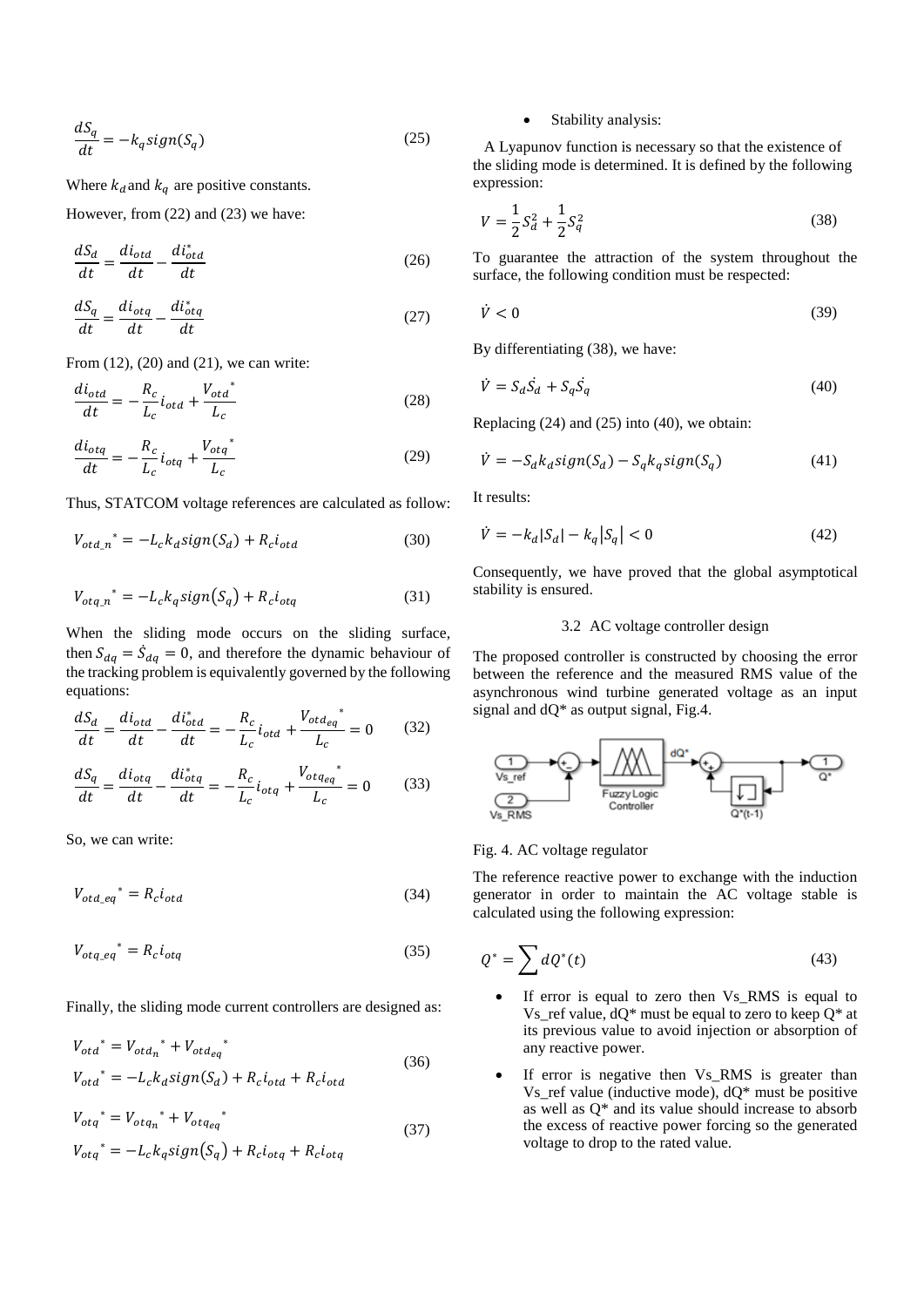$$\frac{dS_q}{dt} = -k_q sign(S_q) \tag{25}$$

Where $k_d$ and $k_q$ are positive constants.

However, from (22) and (23) we have:

$$\frac{dS_d}{dt} = \frac{di_{otd}}{dt} - \frac{di^*_{otd}}{dt} \tag{26}$$

$$\frac{dS_q}{dt} = \frac{di_{otq}}{dt} - \frac{di^*_{otq}}{dt} \tag{27}$$

From (12), (20) and (21), we can write:

$$\frac{di_{otd}}{dt} = -\frac{R_c}{L_c} i_{otd} + \frac{{V_{otd}}^*}{L_c} \tag{28}$$

$$\frac{di_{otq}}{dt} = -\frac{R_c}{L_c} i_{otq} + \frac{{V_{otq}}^*}{L_c} \tag{29}$$

Thus, STATCOM voltage references are calculated as follow:

$${V_{otd\_n}}^* = -L_c k_d sign(S_d) + R_c i_{otd} \tag{30}$$

$${V_{otq\_n}}^* = -L_c k_q sign(S_q) + R_c i_{otq} \tag{31}$$

When the sliding mode occurs on the sliding surface, then $S_{dq} = \dot{S}_{dq} = 0$, and therefore the dynamic behaviour of the tracking problem is equivalently governed by the following equations:

$$\frac{dS_d}{dt} = \frac{di_{otd}}{dt} - \frac{di^*_{otd}}{dt} = -\frac{R_c}{L_c} i_{otd} + \frac{{V_{otd_{eq}}}^*}{L_c} = 0 \tag{32}$$

$$\frac{dS_q}{dt} = \frac{di_{otq}}{dt} - \frac{di^*_{otq}}{dt} = -\frac{R_c}{L_c} i_{otq} + \frac{{V_{otq_{eq}}}^*}{L_c} = 0 \tag{33}$$

So, we can write:

$${V_{otd\_eq}}^* = R_c i_{otd} \tag{34}$$

$${V_{otq\_eq}}^* = R_c i_{otq} \tag{35}$$

Finally, the sliding mode current controllers are designed as:

$$\begin{aligned} {V_{otd}}^* &= {V_{otd_n}}^* + {V_{otd_{eq}}}^* \\ {V_{otd}}^* &= -L_c k_d sign(S_d) + R_c i_{otd} + R_c i_{otd} \end{aligned} \tag{36}$$

$$\begin{aligned} {V_{otq}}^* &= {V_{otq_n}}^* + {V_{otq_{eq}}}^* \\ {V_{otq}}^* &= -L_c k_q sign(S_q) + R_c i_{otq} + R_c i_{otq} \end{aligned} \tag{37}$$

- Stability analysis:

A Lyapunov function is necessary so that the existence of the sliding mode is determined. It is defined by the following expression:

$$V = \frac{1}{2} S_d^2 + \frac{1}{2} S_q^2 \tag{38}$$

To guarantee the attraction of the system throughout the surface, the following condition must be respected:

$$\dot{V} < 0 \tag{39}$$

By differentiating (38), we have:

$$\dot{V} = S_d \dot{S_d} + S_q \dot{S_q} \tag{40}$$

Replacing (24) and (25) into (40), we obtain:

$$\dot{V} = -S_d k_d sign(S_d) - S_q k_q sign(S_q) \tag{41}$$

It results:

$$\dot{V} = -k_d |S_d| - k_q |S_q| < 0 \tag{42}$$

Consequently, we have proved that the global asymptotical stability is ensured.

### 3.2 AC voltage controller design

The proposed controller is constructed by choosing the error between the reference and the measured RMS value of the asynchronous wind turbine generated voltage as an input signal and dQ* as output signal, Fig.4.

Fig. 4. AC voltage regulator

The reference reactive power to exchange with the induction generator in order to maintain the AC voltage stable is calculated using the following expression:

$$Q^* = \sum dQ^*(t) \tag{43}$$

- If error is equal to zero then Vs_RMS is equal to Vs_ref value, dQ* must be equal to zero to keep Q* at its previous value to avoid injection or absorption of any reactive power.
- If error is negative then Vs_RMS is greater than Vs_ref value (inductive mode), dQ* must be positive as well as Q* and its value should increase to absorb the excess of reactive power forcing so the generated voltage to drop to the rated value.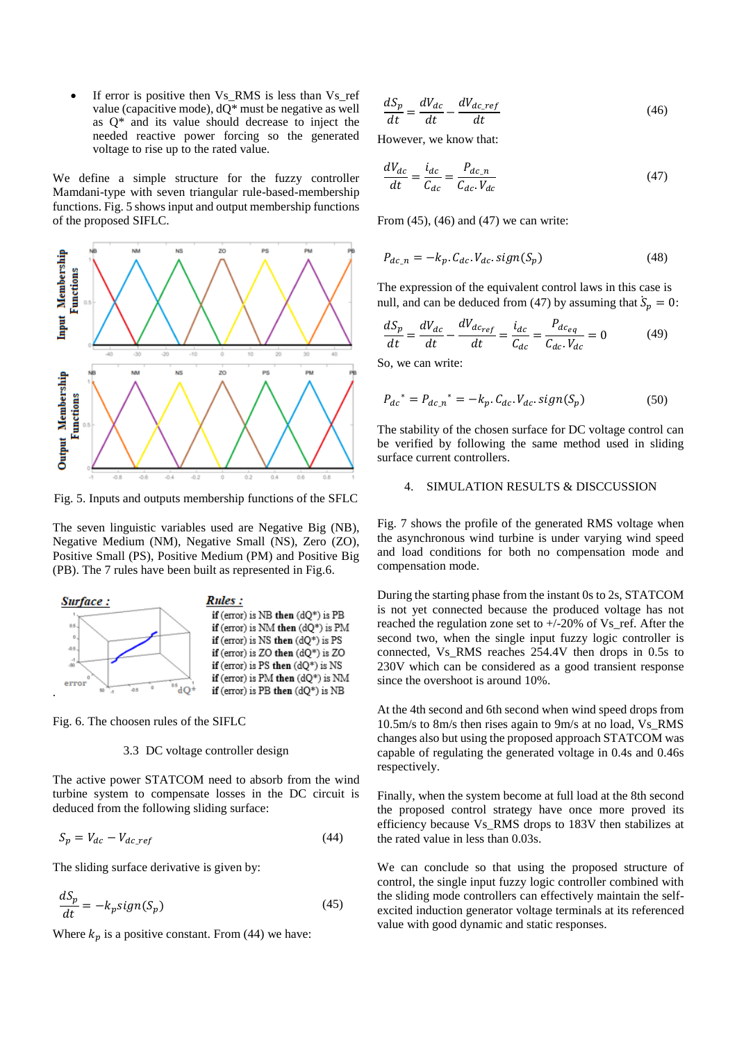- If error is positive then Vs_RMS is less than Vs_ref value (capacitive mode), dQ* must be negative as well as Q* and its value should decrease to inject the needed reactive power forcing so the generated voltage to rise up to the rated value.

We define a simple structure for the fuzzy controller Mamdani-type with seven triangular rule-based-membership functions. Fig. 5 shows input and output membership functions of the proposed SIFLC.

Fig. 5. Inputs and outputs membership functions of the SFLC

The seven linguistic variables used are Negative Big (NB), Negative Medium (NM), Negative Small (NS), Zero (ZO), Positive Small (PS), Positive Medium (PM) and Positive Big (PB). The 7 rules have been built as represented in Fig.6.

**Rules :**

**if** (error) is NB **then** (dQ*) is PB
**if** (error) is NM **then** (dQ*) is PM
**if** (error) is NS **then** (dQ*) is PS
**if** (error) is ZO **then** (dQ*) is ZO
**if** (error) is PS **then** (dQ*) is NS
**if** (error) is PM **then** (dQ*) is NM
**if** (error) is PB **then** (dQ*) is NB

Fig. 6. The choosen rules of the SIFLC

### 3.3 DC voltage controller design

The active power STATCOM need to absorb from the wind turbine system to compensate losses in the DC circuit is deduced from the following sliding surface:

$$S_p = V_{dc} - V_{dc\_ref} \tag{44}$$

The sliding surface derivative is given by:

$$\frac{dS_p}{dt} = -k_p sign(S_p) \tag{45}$$

Where $k_p$ is a positive constant. From (44) we have:

$$\frac{dS_p}{dt} = \frac{dV_{dc}}{dt} - \frac{dV_{dc\_ref}}{dt} \tag{46}$$

However, we know that:

$$\frac{dV_{dc}}{dt} = \frac{i_{dc}}{C_{dc}} = \frac{P_{dc\_n}}{C_{dc}.V_{dc}} \tag{47}$$

From (45), (46) and (47) we can write:

$$P_{dc\_n} = -k_p.C_{dc}.V_{dc}.sign(S_p) \tag{48}$$

The expression of the equivalent control laws in this case is null, and can be deduced from (47) by assuming that $\dot{S}_p = 0$:

$$\frac{dS_p}{dt} = \frac{dV_{dc}}{dt} - \frac{dV_{dc_{ref}}}{dt} = \frac{i_{dc}}{C_{dc}} = \frac{P_{dc_{eq}}}{C_{dc}.V_{dc}} = 0 \tag{49}$$

So, we can write:

$$P_{dc}{}^{*} = P_{dc\_n}{}^{*} = -k_p.C_{dc}.V_{dc}.sign(S_p) \tag{50}$$

The stability of the chosen surface for DC voltage control can be verified by following the same method used in sliding surface current controllers.

## 4. SIMULATION RESULTS & DISCCUSSION

Fig. 7 shows the profile of the generated RMS voltage when the asynchronous wind turbine is under varying wind speed and load conditions for both no compensation mode and compensation mode.

During the starting phase from the instant 0s to 2s, STATCOM is not yet connected because the produced voltage has not reached the regulation zone set to +/-20% of Vs_ref. After the second two, when the single input fuzzy logic controller is connected, Vs_RMS reaches 254.4V then drops in 0.5s to 230V which can be considered as a good transient response since the overshoot is around 10%.

At the 4th second and 6th second when wind speed drops from 10.5m/s to 8m/s then rises again to 9m/s at no load, Vs_RMS changes also but using the proposed approach STATCOM was capable of regulating the generated voltage in 0.4s and 0.46s respectively.

Finally, when the system become at full load at the 8th second the proposed control strategy have once more proved its efficiency because Vs_RMS drops to 183V then stabilizes at the rated value in less than 0.03s.

We can conclude so that using the proposed structure of control, the single input fuzzy logic controller combined with the sliding mode controllers can effectively maintain the self-excited induction generator voltage terminals at its referenced value with good dynamic and static responses.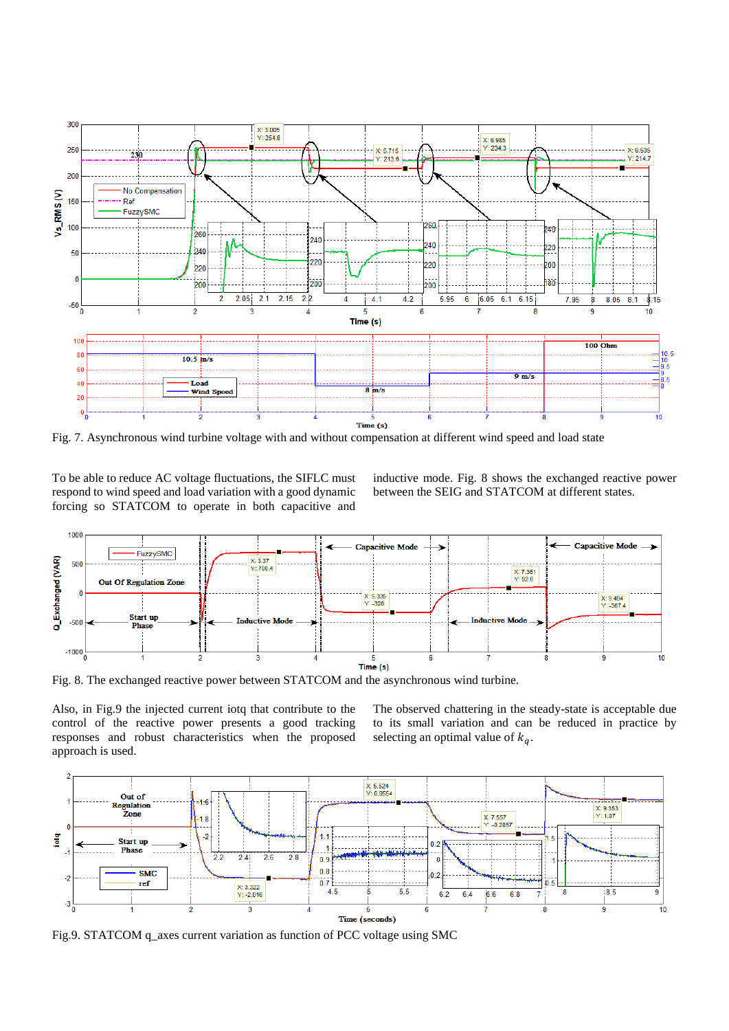Fig. 7. Asynchronous wind turbine voltage with and without compensation at different wind speed and load state

To be able to reduce AC voltage fluctuations, the SIFLC must respond to wind speed and load variation with a good dynamic forcing so STATCOM to operate in both capacitive and inductive mode. Fig. 8 shows the exchanged reactive power between the SEIG and STATCOM at different states.

Fig. 8. The exchanged reactive power between STATCOM and the asynchronous wind turbine.

Also, in Fig.9 the injected current iotq that contribute to the control of the reactive power presents a good tracking responses and robust characteristics when the proposed approach is used. The observed chattering in the steady-state is acceptable due to its small variation and can be reduced in practice by selecting an optimal value of $k_q$.

Fig.9. STATCOM q_axes current variation as function of PCC voltage using SMC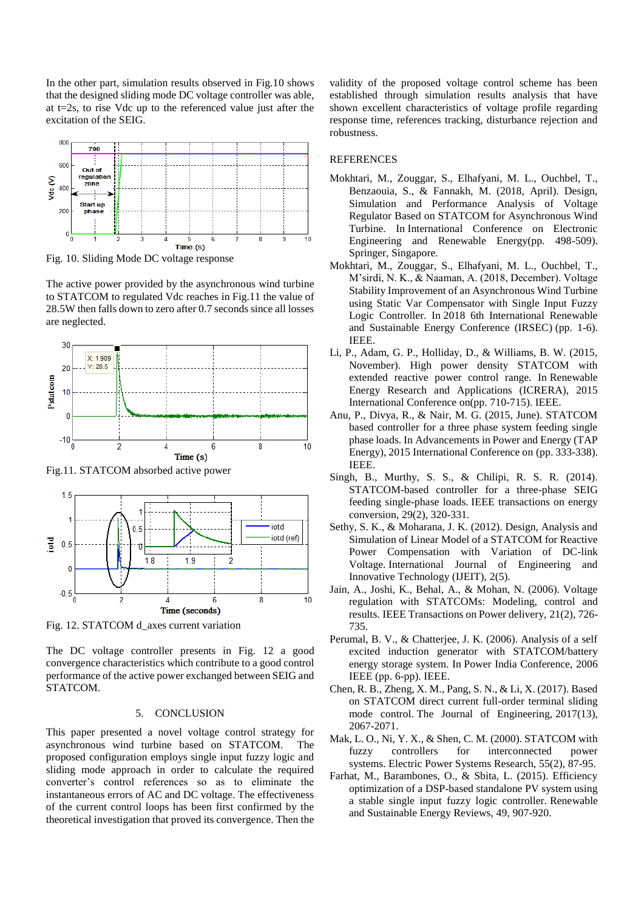In the other part, simulation results observed in Fig.10 shows that the designed sliding mode DC voltage controller was able, at t=2s, to rise Vdc up to the referenced value just after the excitation of the SEIG.

800
700
600
Out of regulation zone
400
Start up phase
200
0
Vdc (V)
0 1 2 3 4 5 6 7 8 9 10
Time (s)

Fig. 10. Sliding Mode DC voltage response

The active power provided by the asynchronous wind turbine to STATCOM to regulated Vdc reaches in Fig.11 the value of 28.5W then falls down to zero after 0.7 seconds since all losses are neglected.

30
X: 1.909
Y: 28.5
20
10
0
-10
Pstatcom
0 2 4 6 8 10
Time (s)

Fig.11. STATCOM absorbed active power

1.5
1
0.5
0
-0.5
iotd
0 2 4 6 8 10
Time (seconds)
1
0.5
0
1.8 1.9 2
iotd
iotd (ref)

Fig. 12. STATCOM d_axes current variation

The DC voltage controller presents in Fig. 12 a good convergence characteristics which contribute to a good control performance of the active power exchanged between SEIG and STATCOM.

## 5. CONCLUSION

This paper presented a novel voltage control strategy for asynchronous wind turbine based on STATCOM. The proposed configuration employs single input fuzzy logic and sliding mode approach in order to calculate the required converter's control references so as to eliminate the instantaneous errors of AC and DC voltage. The effectiveness of the current control loops has been first confirmed by the theoretical investigation that proved its convergence. Then the validity of the proposed voltage control scheme has been established through simulation results analysis that have shown excellent characteristics of voltage profile regarding response time, references tracking, disturbance rejection and robustness.

## REFERENCES

Mokhtari, M., Zouggar, S., Elhafyani, M. L., Ouchbel, T., Benzaouia, S., & Fannakh, M. (2018, April). Design, Simulation and Performance Analysis of Voltage Regulator Based on STATCOM for Asynchronous Wind Turbine. In International Conference on Electronic Engineering and Renewable Energy(pp. 498-509). Springer, Singapore.

Mokhtari, M., Zouggar, S., Elhafyani, M. L., Ouchbel, T., M'sirdi, N. K., & Naaman, A. (2018, December). Voltage Stability Improvement of an Asynchronous Wind Turbine using Static Var Compensator with Single Input Fuzzy Logic Controller. In 2018 6th International Renewable and Sustainable Energy Conference (IRSEC) (pp. 1-6). IEEE.

Li, P., Adam, G. P., Holliday, D., & Williams, B. W. (2015, November). High power density STATCOM with extended reactive power control range. In Renewable Energy Research and Applications (ICRERA), 2015 International Conference on(pp. 710-715). IEEE.

Anu, P., Divya, R., & Nair, M. G. (2015, June). STATCOM based controller for a three phase system feeding single phase loads. In Advancements in Power and Energy (TAP Energy), 2015 International Conference on (pp. 333-338). IEEE.

Singh, B., Murthy, S. S., & Chilipi, R. S. R. (2014). STATCOM-based controller for a three-phase SEIG feeding single-phase loads. IEEE transactions on energy conversion, 29(2), 320-331.

Sethy, S. K., & Moharana, J. K. (2012). Design, Analysis and Simulation of Linear Model of a STATCOM for Reactive Power Compensation with Variation of DC-link Voltage. International Journal of Engineering and Innovative Technology (IJEIT), 2(5).

Jain, A., Joshi, K., Behal, A., & Mohan, N. (2006). Voltage regulation with STATCOMs: Modeling, control and results. IEEE Transactions on Power delivery, 21(2), 726-735.

Perumal, B. V., & Chatterjee, J. K. (2006). Analysis of a self excited induction generator with STATCOM/battery energy storage system. In Power India Conference, 2006 IEEE (pp. 6-pp). IEEE.

Chen, R. B., Zheng, X. M., Pang, S. N., & Li, X. (2017). Based on STATCOM direct current full-order terminal sliding mode control. The Journal of Engineering, 2017(13), 2067-2071.

Mak, L. O., Ni, Y. X., & Shen, C. M. (2000). STATCOM with fuzzy controllers for interconnected power systems. Electric Power Systems Research, 55(2), 87-95.

Farhat, M., Barambones, O., & Sbita, L. (2015). Efficiency optimization of a DSP-based standalone PV system using a stable single input fuzzy logic controller. Renewable and Sustainable Energy Reviews, 49, 907-920.